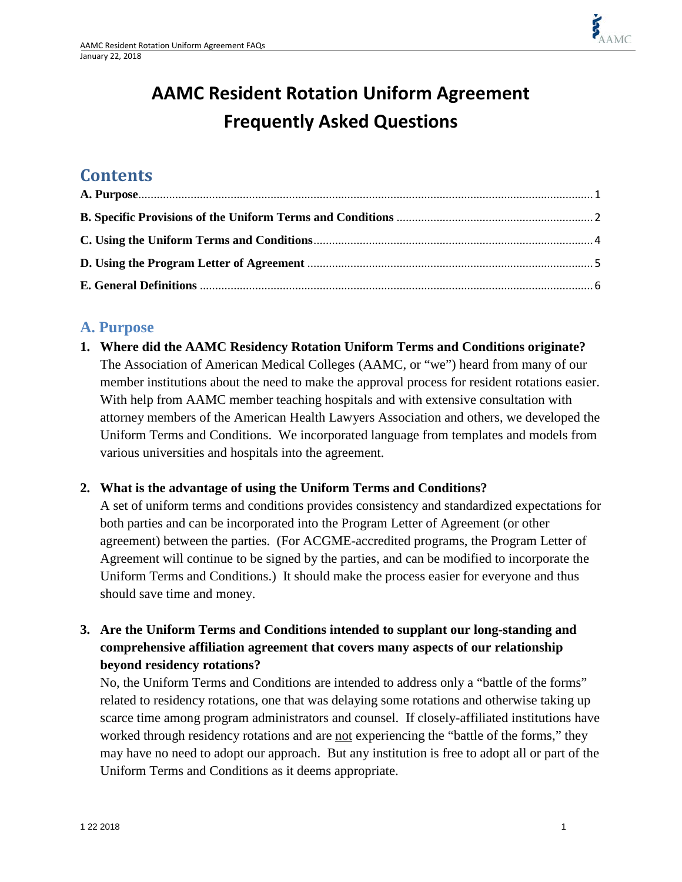# AAMC Resident Rotation Uniform Agreement Frequently Asked Questions

## Contents

**A. Purpose** ........ 1

**B. Specific Provisions of the Uniform Terms and Conditions** ........ 2

**C. Using the Uniform Terms and Conditions** ........ 4

**D. Using the Program Letter of Agreement** ........ 5

**E. General Definitions** ........ 6

## A. Purpose

1. **Where did the AAMC Residency Rotation Uniform Terms and Conditions originate?**
   The Association of American Medical Colleges (AAMC, or "we") heard from many of our member institutions about the need to make the approval process for resident rotations easier. With help from AAMC member teaching hospitals and with extensive consultation with attorney members of the American Health Lawyers Association and others, we developed the Uniform Terms and Conditions. We incorporated language from templates and models from various universities and hospitals into the agreement.

2. **What is the advantage of using the Uniform Terms and Conditions?**
   A set of uniform terms and conditions provides consistency and standardized expectations for both parties and can be incorporated into the Program Letter of Agreement (or other agreement) between the parties. (For ACGME-accredited programs, the Program Letter of Agreement will continue to be signed by the parties, and can be modified to incorporate the Uniform Terms and Conditions.) It should make the process easier for everyone and thus should save time and money.

3. **Are the Uniform Terms and Conditions intended to supplant our long-standing and comprehensive affiliation agreement that covers many aspects of our relationship beyond residency rotations?**
   No, the Uniform Terms and Conditions are intended to address only a "battle of the forms" related to residency rotations, one that was delaying some rotations and otherwise taking up scarce time among program administrators and counsel. If closely-affiliated institutions have worked through residency rotations and are <u>not</u> experiencing the "battle of the forms," they may have no need to adopt our approach. But any institution is free to adopt all or part of the Uniform Terms and Conditions as it deems appropriate.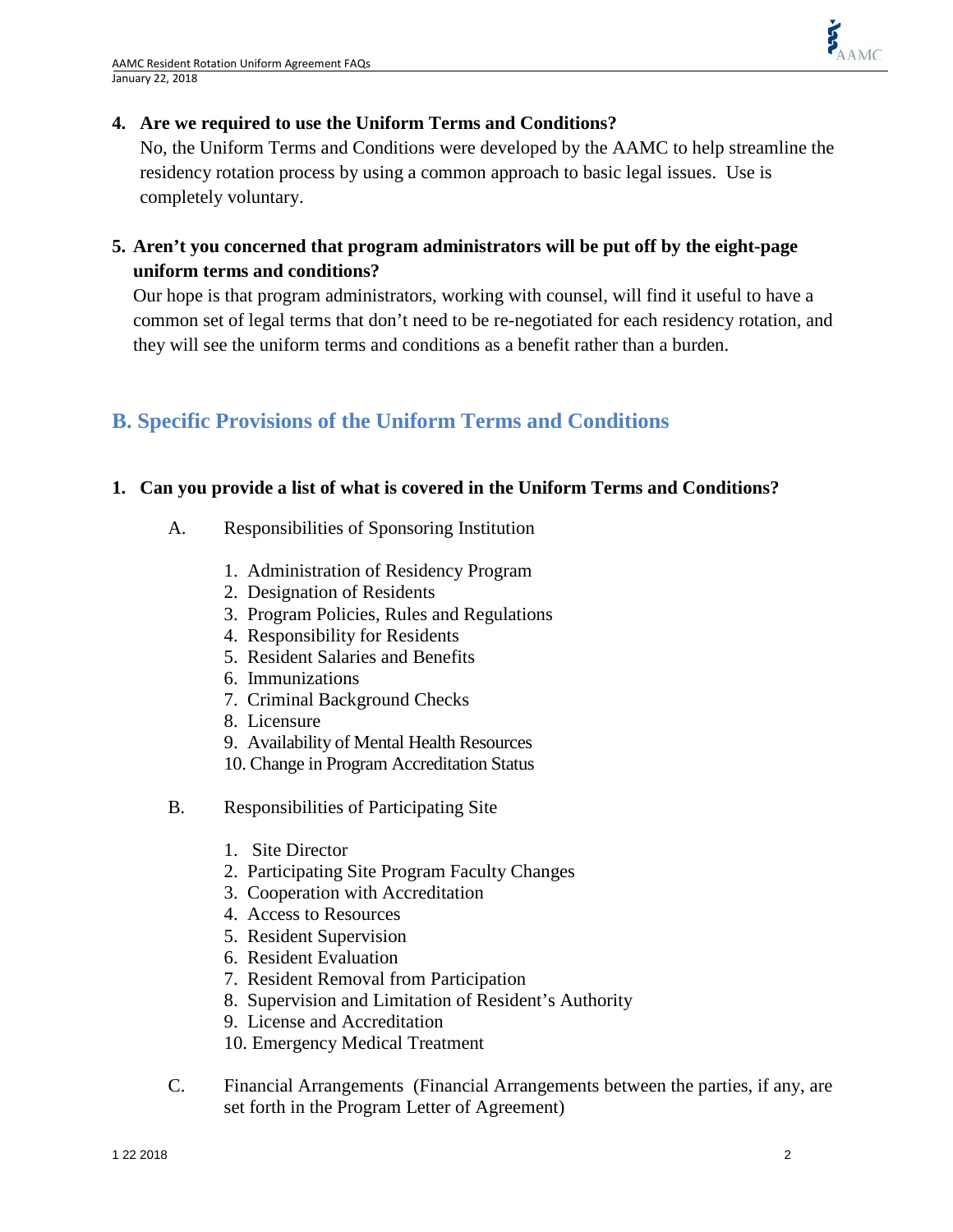**4. Are we required to use the Uniform Terms and Conditions?**

No, the Uniform Terms and Conditions were developed by the AAMC to help streamline the residency rotation process by using a common approach to basic legal issues. Use is completely voluntary.

**5. Aren't you concerned that program administrators will be put off by the eight-page uniform terms and conditions?**

Our hope is that program administrators, working with counsel, will find it useful to have a common set of legal terms that don't need to be re-negotiated for each residency rotation, and they will see the uniform terms and conditions as a benefit rather than a burden.

## B. Specific Provisions of the Uniform Terms and Conditions

**1. Can you provide a list of what is covered in the Uniform Terms and Conditions?**

A. Responsibilities of Sponsoring Institution

1. Administration of Residency Program
2. Designation of Residents
3. Program Policies, Rules and Regulations
4. Responsibility for Residents
5. Resident Salaries and Benefits
6. Immunizations
7. Criminal Background Checks
8. Licensure
9. Availability of Mental Health Resources
10. Change in Program Accreditation Status

B. Responsibilities of Participating Site

1. Site Director
2. Participating Site Program Faculty Changes
3. Cooperation with Accreditation
4. Access to Resources
5. Resident Supervision
6. Resident Evaluation
7. Resident Removal from Participation
8. Supervision and Limitation of Resident's Authority
9. License and Accreditation
10. Emergency Medical Treatment

C. Financial Arrangements (Financial Arrangements between the parties, if any, are set forth in the Program Letter of Agreement)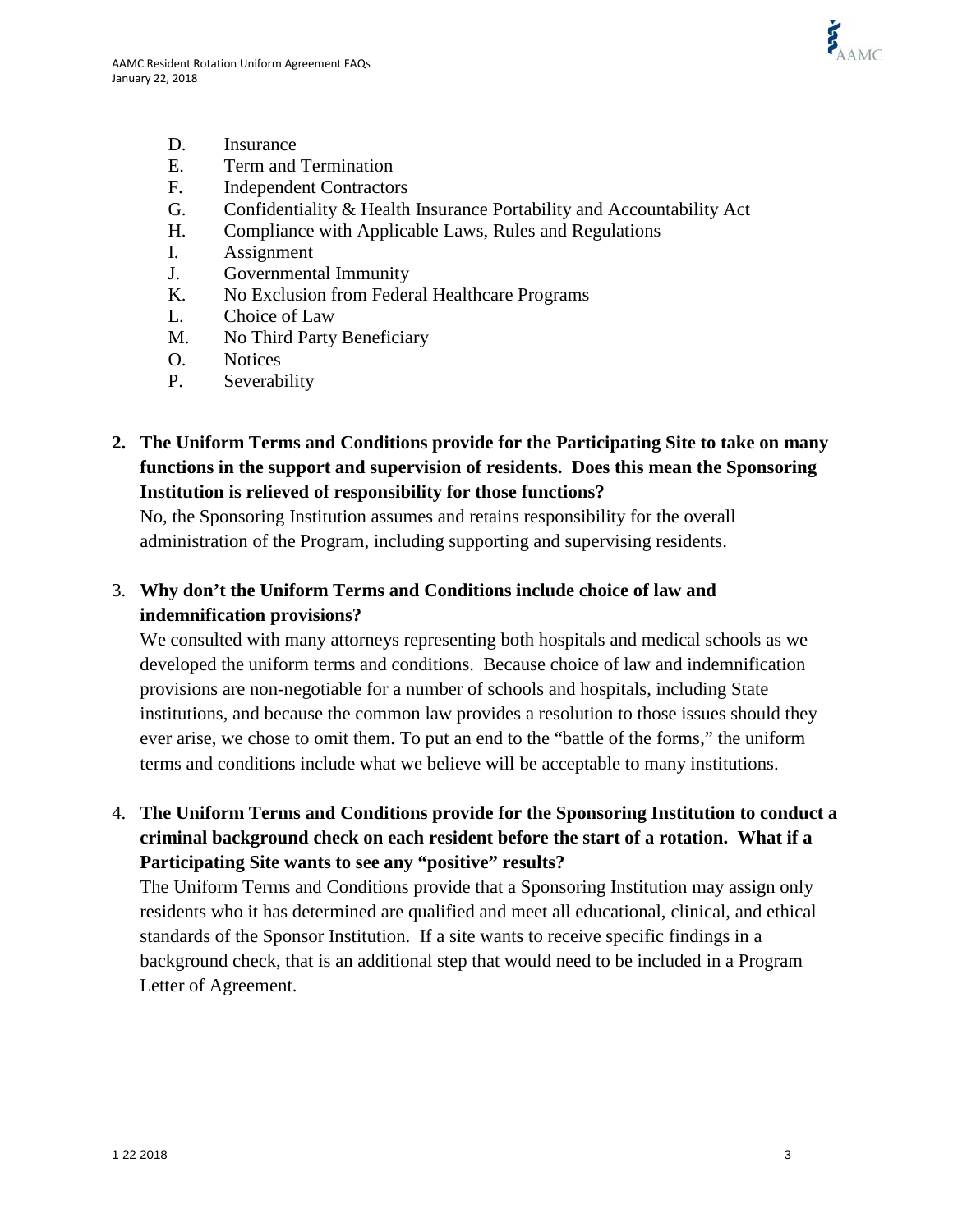D. Insurance
E. Term and Termination
F. Independent Contractors
G. Confidentiality & Health Insurance Portability and Accountability Act
H. Compliance with Applicable Laws, Rules and Regulations
I. Assignment
J. Governmental Immunity
K. No Exclusion from Federal Healthcare Programs
L. Choice of Law
M. No Third Party Beneficiary
O. Notices
P. Severability

2. **The Uniform Terms and Conditions provide for the Participating Site to take on many functions in the support and supervision of residents. Does this mean the Sponsoring Institution is relieved of responsibility for those functions?**

   No, the Sponsoring Institution assumes and retains responsibility for the overall administration of the Program, including supporting and supervising residents.

3. **Why don't the Uniform Terms and Conditions include choice of law and indemnification provisions?**

   We consulted with many attorneys representing both hospitals and medical schools as we developed the uniform terms and conditions. Because choice of law and indemnification provisions are non-negotiable for a number of schools and hospitals, including State institutions, and because the common law provides a resolution to those issues should they ever arise, we chose to omit them. To put an end to the "battle of the forms," the uniform terms and conditions include what we believe will be acceptable to many institutions.

4. **The Uniform Terms and Conditions provide for the Sponsoring Institution to conduct a criminal background check on each resident before the start of a rotation. What if a Participating Site wants to see any "positive" results?**

   The Uniform Terms and Conditions provide that a Sponsoring Institution may assign only residents who it has determined are qualified and meet all educational, clinical, and ethical standards of the Sponsor Institution. If a site wants to receive specific findings in a background check, that is an additional step that would need to be included in a Program Letter of Agreement.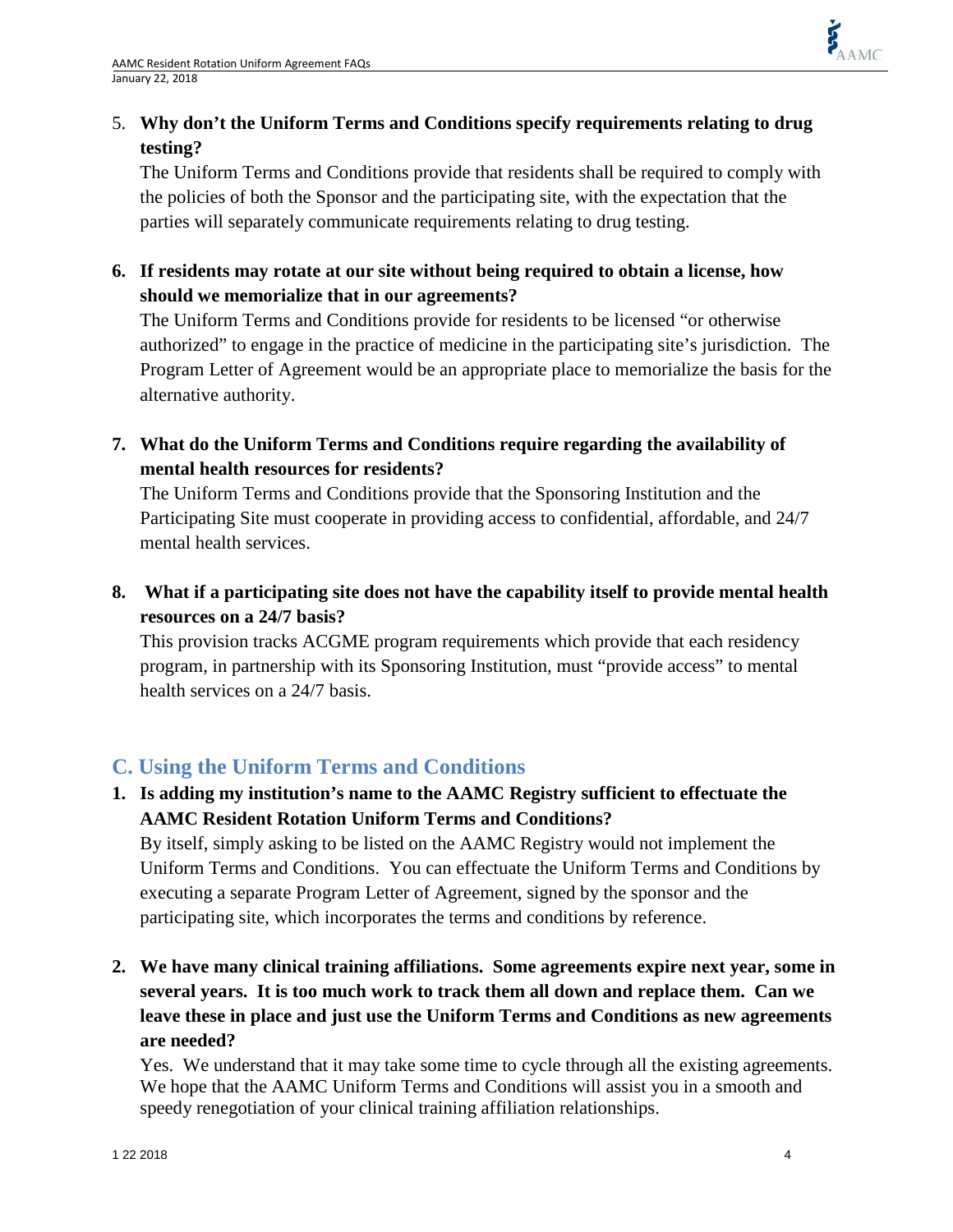5. **Why don't the Uniform Terms and Conditions specify requirements relating to drug testing?**
   The Uniform Terms and Conditions provide that residents shall be required to comply with the policies of both the Sponsor and the participating site, with the expectation that the parties will separately communicate requirements relating to drug testing.

6. **If residents may rotate at our site without being required to obtain a license, how should we memorialize that in our agreements?**
   The Uniform Terms and Conditions provide for residents to be licensed "or otherwise authorized" to engage in the practice of medicine in the participating site's jurisdiction. The Program Letter of Agreement would be an appropriate place to memorialize the basis for the alternative authority.

7. **What do the Uniform Terms and Conditions require regarding the availability of mental health resources for residents?**
   The Uniform Terms and Conditions provide that the Sponsoring Institution and the Participating Site must cooperate in providing access to confidential, affordable, and 24/7 mental health services.

8. **What if a participating site does not have the capability itself to provide mental health resources on a 24/7 basis?**
   This provision tracks ACGME program requirements which provide that each residency program, in partnership with its Sponsoring Institution, must "provide access" to mental health services on a 24/7 basis.

## C. Using the Uniform Terms and Conditions

1. **Is adding my institution's name to the AAMC Registry sufficient to effectuate the AAMC Resident Rotation Uniform Terms and Conditions?**
   By itself, simply asking to be listed on the AAMC Registry would not implement the Uniform Terms and Conditions. You can effectuate the Uniform Terms and Conditions by executing a separate Program Letter of Agreement, signed by the sponsor and the participating site, which incorporates the terms and conditions by reference.

2. **We have many clinical training affiliations. Some agreements expire next year, some in several years. It is too much work to track them all down and replace them. Can we leave these in place and just use the Uniform Terms and Conditions as new agreements are needed?**
   Yes. We understand that it may take some time to cycle through all the existing agreements. We hope that the AAMC Uniform Terms and Conditions will assist you in a smooth and speedy renegotiation of your clinical training affiliation relationships.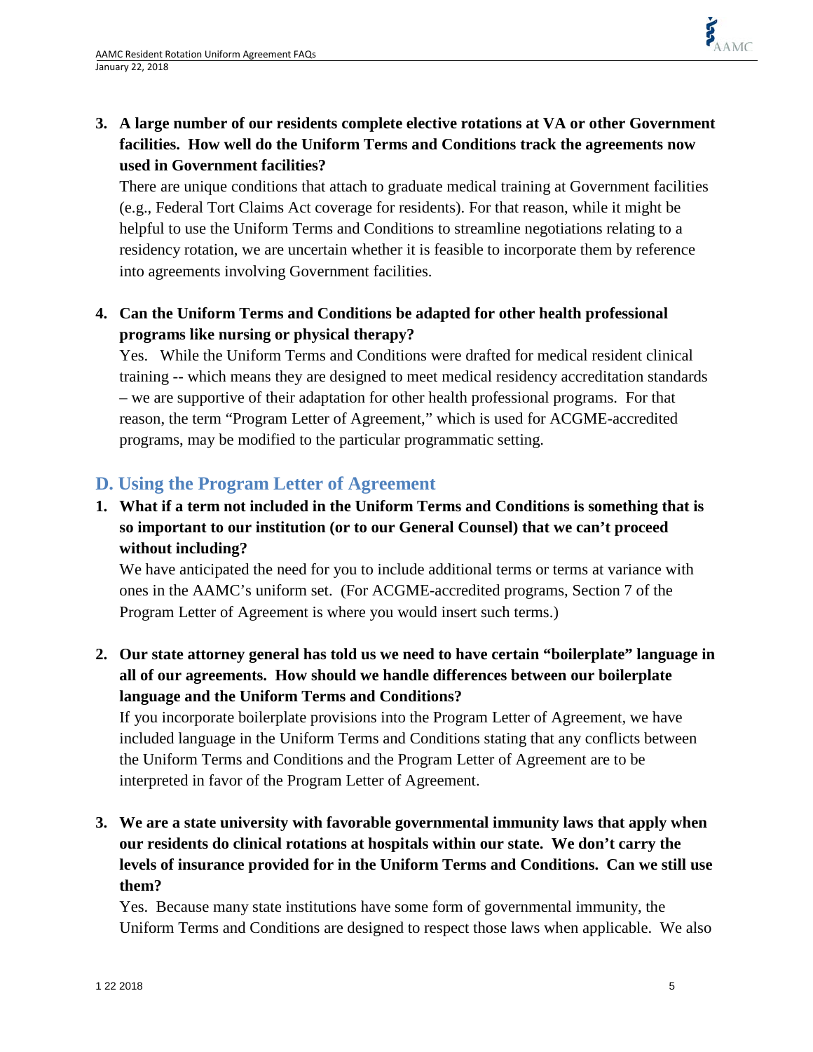3. **A large number of our residents complete elective rotations at VA or other Government facilities. How well do the Uniform Terms and Conditions track the agreements now used in Government facilities?**

   There are unique conditions that attach to graduate medical training at Government facilities (e.g., Federal Tort Claims Act coverage for residents). For that reason, while it might be helpful to use the Uniform Terms and Conditions to streamline negotiations relating to a residency rotation, we are uncertain whether it is feasible to incorporate them by reference into agreements involving Government facilities.

4. **Can the Uniform Terms and Conditions be adapted for other health professional programs like nursing or physical therapy?**

   Yes. While the Uniform Terms and Conditions were drafted for medical resident clinical training -- which means they are designed to meet medical residency accreditation standards – we are supportive of their adaptation for other health professional programs. For that reason, the term "Program Letter of Agreement," which is used for ACGME-accredited programs, may be modified to the particular programmatic setting.

## D. Using the Program Letter of Agreement

1. **What if a term not included in the Uniform Terms and Conditions is something that is so important to our institution (or to our General Counsel) that we can't proceed without including?**

   We have anticipated the need for you to include additional terms or terms at variance with ones in the AAMC's uniform set. (For ACGME-accredited programs, Section 7 of the Program Letter of Agreement is where you would insert such terms.)

2. **Our state attorney general has told us we need to have certain "boilerplate" language in all of our agreements. How should we handle differences between our boilerplate language and the Uniform Terms and Conditions?**

   If you incorporate boilerplate provisions into the Program Letter of Agreement, we have included language in the Uniform Terms and Conditions stating that any conflicts between the Uniform Terms and Conditions and the Program Letter of Agreement are to be interpreted in favor of the Program Letter of Agreement.

3. **We are a state university with favorable governmental immunity laws that apply when our residents do clinical rotations at hospitals within our state. We don't carry the levels of insurance provided for in the Uniform Terms and Conditions. Can we still use them?**

   Yes. Because many state institutions have some form of governmental immunity, the Uniform Terms and Conditions are designed to respect those laws when applicable. We also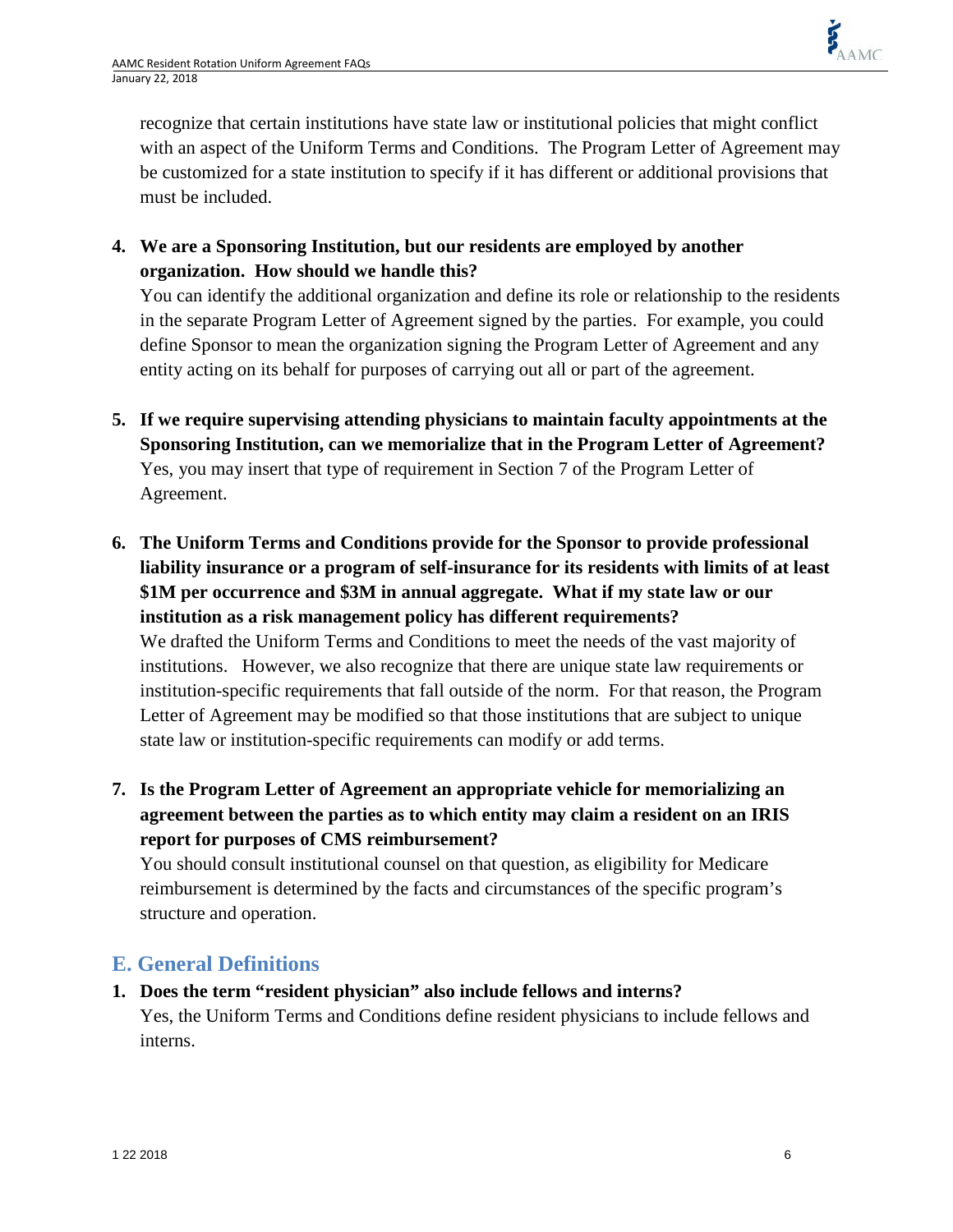recognize that certain institutions have state law or institutional policies that might conflict with an aspect of the Uniform Terms and Conditions. The Program Letter of Agreement may be customized for a state institution to specify if it has different or additional provisions that must be included.

4. **We are a Sponsoring Institution, but our residents are employed by another organization. How should we handle this?**
   You can identify the additional organization and define its role or relationship to the residents in the separate Program Letter of Agreement signed by the parties. For example, you could define Sponsor to mean the organization signing the Program Letter of Agreement and any entity acting on its behalf for purposes of carrying out all or part of the agreement.

5. **If we require supervising attending physicians to maintain faculty appointments at the Sponsoring Institution, can we memorialize that in the Program Letter of Agreement?**
   Yes, you may insert that type of requirement in Section 7 of the Program Letter of Agreement.

6. **The Uniform Terms and Conditions provide for the Sponsor to provide professional liability insurance or a program of self-insurance for its residents with limits of at least \$1M per occurrence and \$3M in annual aggregate. What if my state law or our institution as a risk management policy has different requirements?**
   We drafted the Uniform Terms and Conditions to meet the needs of the vast majority of institutions. However, we also recognize that there are unique state law requirements or institution-specific requirements that fall outside of the norm. For that reason, the Program Letter of Agreement may be modified so that those institutions that are subject to unique state law or institution-specific requirements can modify or add terms.

7. **Is the Program Letter of Agreement an appropriate vehicle for memorializing an agreement between the parties as to which entity may claim a resident on an IRIS report for purposes of CMS reimbursement?**
   You should consult institutional counsel on that question, as eligibility for Medicare reimbursement is determined by the facts and circumstances of the specific program's structure and operation.

## E. General Definitions

1. **Does the term "resident physician" also include fellows and interns?**
   Yes, the Uniform Terms and Conditions define resident physicians to include fellows and interns.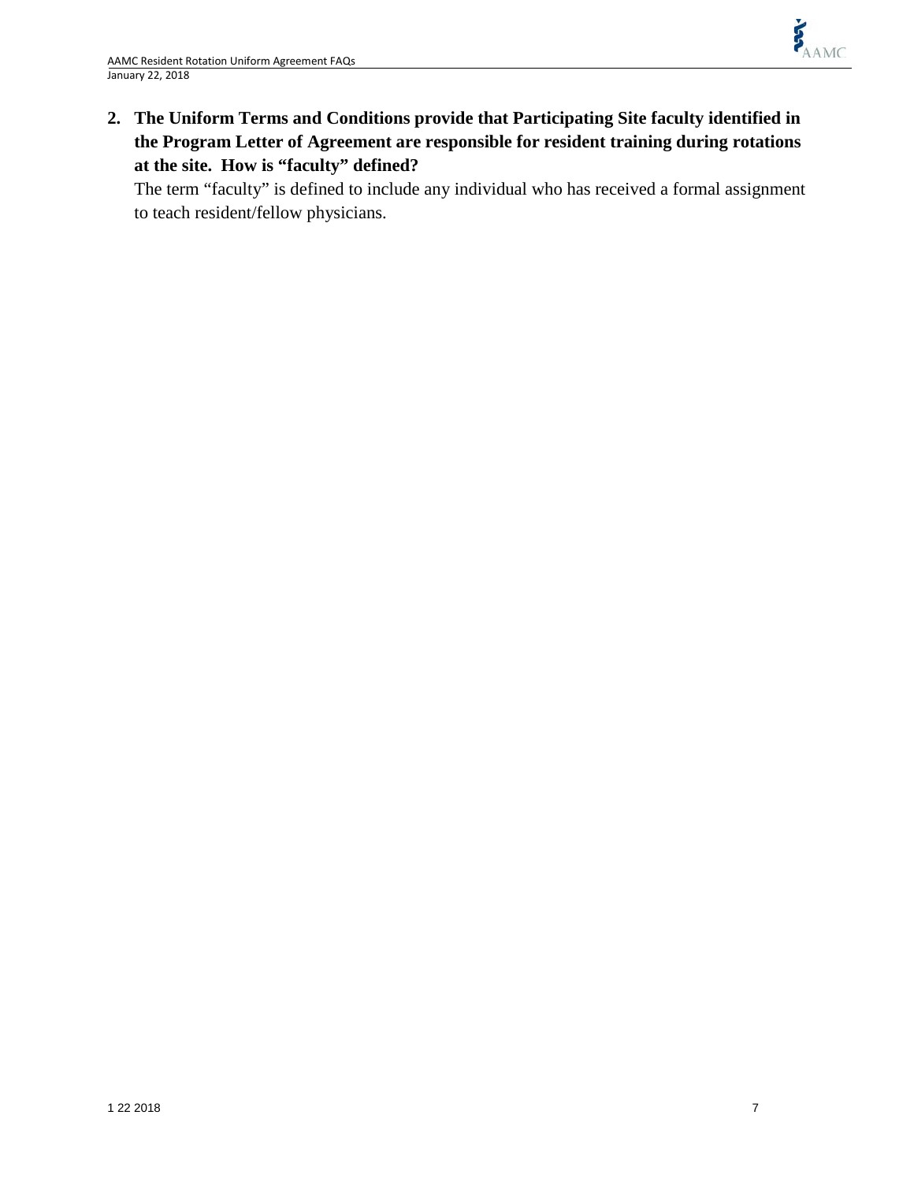2. **The Uniform Terms and Conditions provide that Participating Site faculty identified in the Program Letter of Agreement are responsible for resident training during rotations at the site. How is "faculty" defined?**

   The term "faculty" is defined to include any individual who has received a formal assignment to teach resident/fellow physicians.